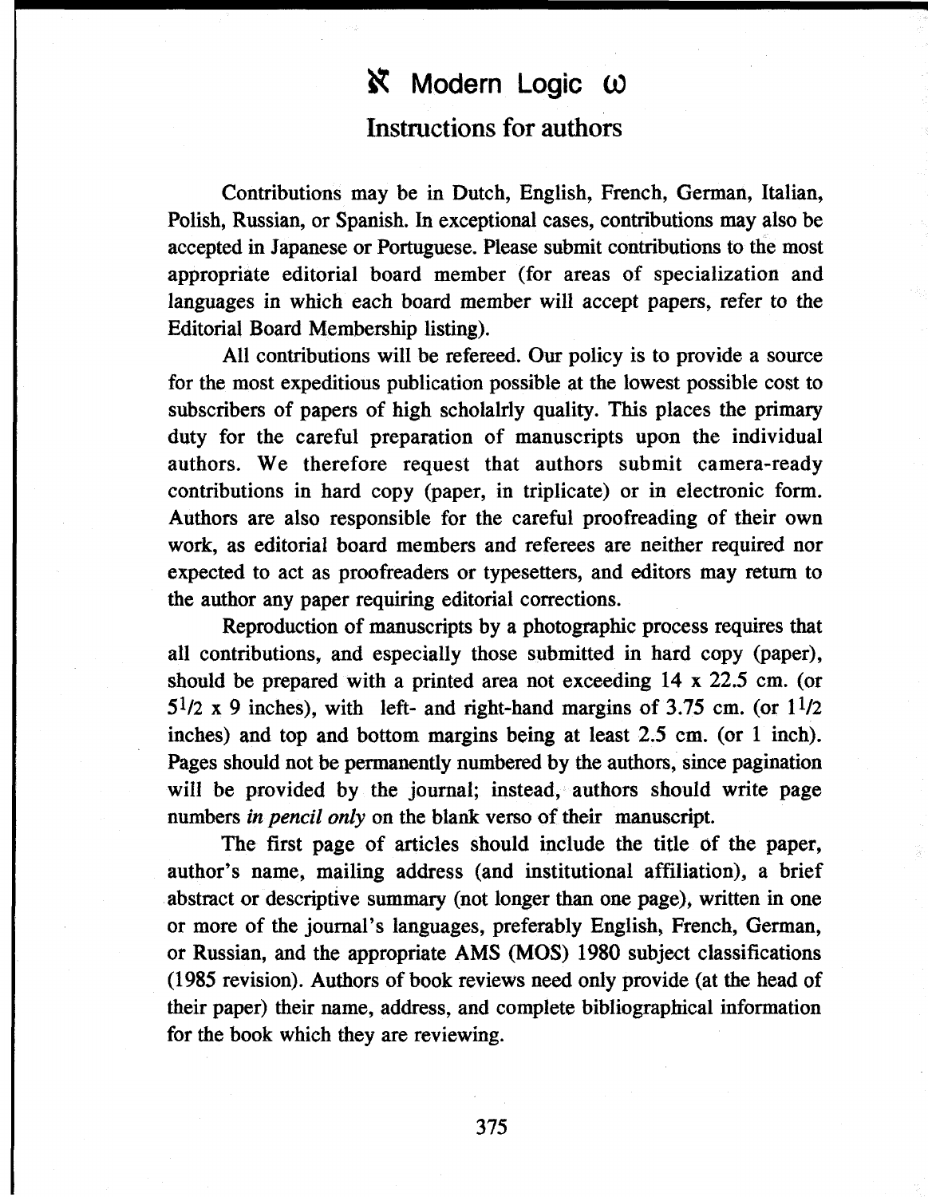# ℵ Modern Logic ω

## Instructions for authors

Contributions may be in Dutch, English, French, German, Italian, Polish, Russian, or Spanish. In exceptional cases, contributions may also be accepted in Japanese or Portuguese. Please submit contributions to the most appropriate editorial board member (for areas of specialization and languages in which each board member will accept papers, refer to the Editorial Board Membership listing).

All contributions will be refereed. Our policy is to provide a source for the most expeditious publication possible at the lowest possible cost to subscribers of papers of high scholalrly quality. This places the primary duty for the careful preparation of manuscripts upon the individual authors. We therefore request that authors submit camera-ready contributions in hard copy (paper, in triplicate) or in electronic form. Authors are also responsible for the careful proofreading of their own work, as editorial board members and referees are neither required nor expected to act as proofreaders or typesetters, and editors may return to the author any paper requiring editorial corrections.

Reproduction of manuscripts by a photographic process requires that all contributions, and especially those submitted in hard copy (paper), should be prepared with a printed area not exceeding 14 x 22.5 cm. (or 5 1/2 x 9 inches), with left- and right-hand margins of 3.75 cm. (or 1 1/2 inches) and top and bottom margins being at least 2.5 cm. (or 1 inch). Pages should not be permanently numbered by the authors, since pagination will be provided by the journal; instead, authors should write page numbers *in pencil only* on the blank verso of their manuscript.

The first page of articles should include the title of the paper, author's name, mailing address (and institutional affiliation), a brief abstract or descriptive summary (not longer than one page), written in one or more of the journal's languages, preferably English, French, German, or Russian, and the appropriate AMS (MOS) 1980 subject classifications (1985 revision). Authors of book reviews need only provide (at the head of their paper) their name, address, and complete bibliographical information for the book which they are reviewing.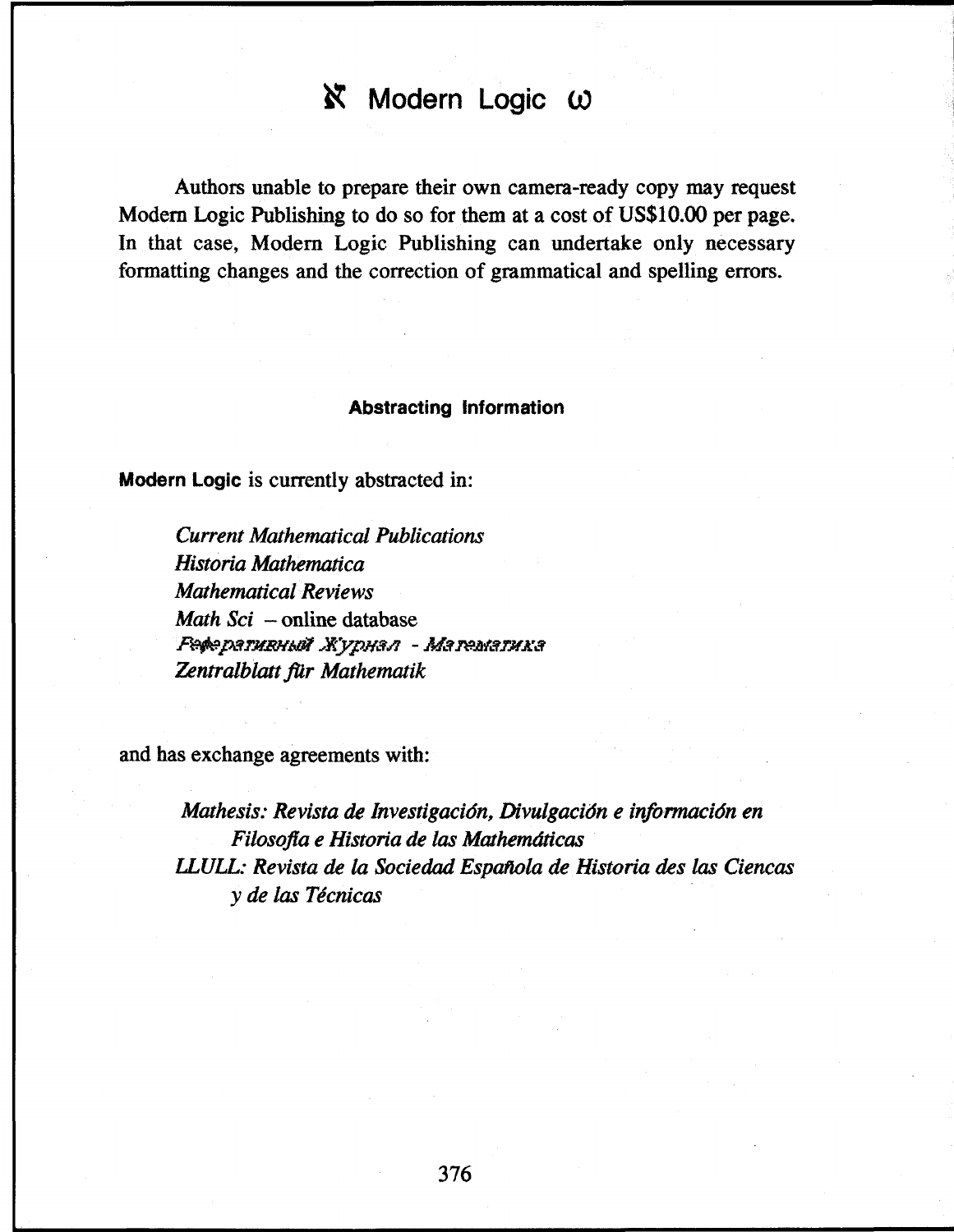# ℵ Modern Logic ω

Authors unable to prepare their own camera-ready copy may request Modern Logic Publishing to do so for them at a cost of US$10.00 per page. In that case, Modern Logic Publishing can undertake only necessary formatting changes and the correction of grammatical and spelling errors.

### Abstracting Information

**Modern Logic** is currently abstracted in:

*Current Mathematical Publications*
*Historia Mathematica*
*Mathematical Reviews*
*Math Sci* – online database
*Реферативный Журнал - Математика*
*Zentralblatt für Mathematik*

and has exchange agreements with:

*Mathesis: Revista de Investigación, Divulgación e información en Filosofía e Historia de las Mathemáticas*
*LLULL: Revista de la Sociedad Española de Historia des las Ciencas y de las Técnicas*